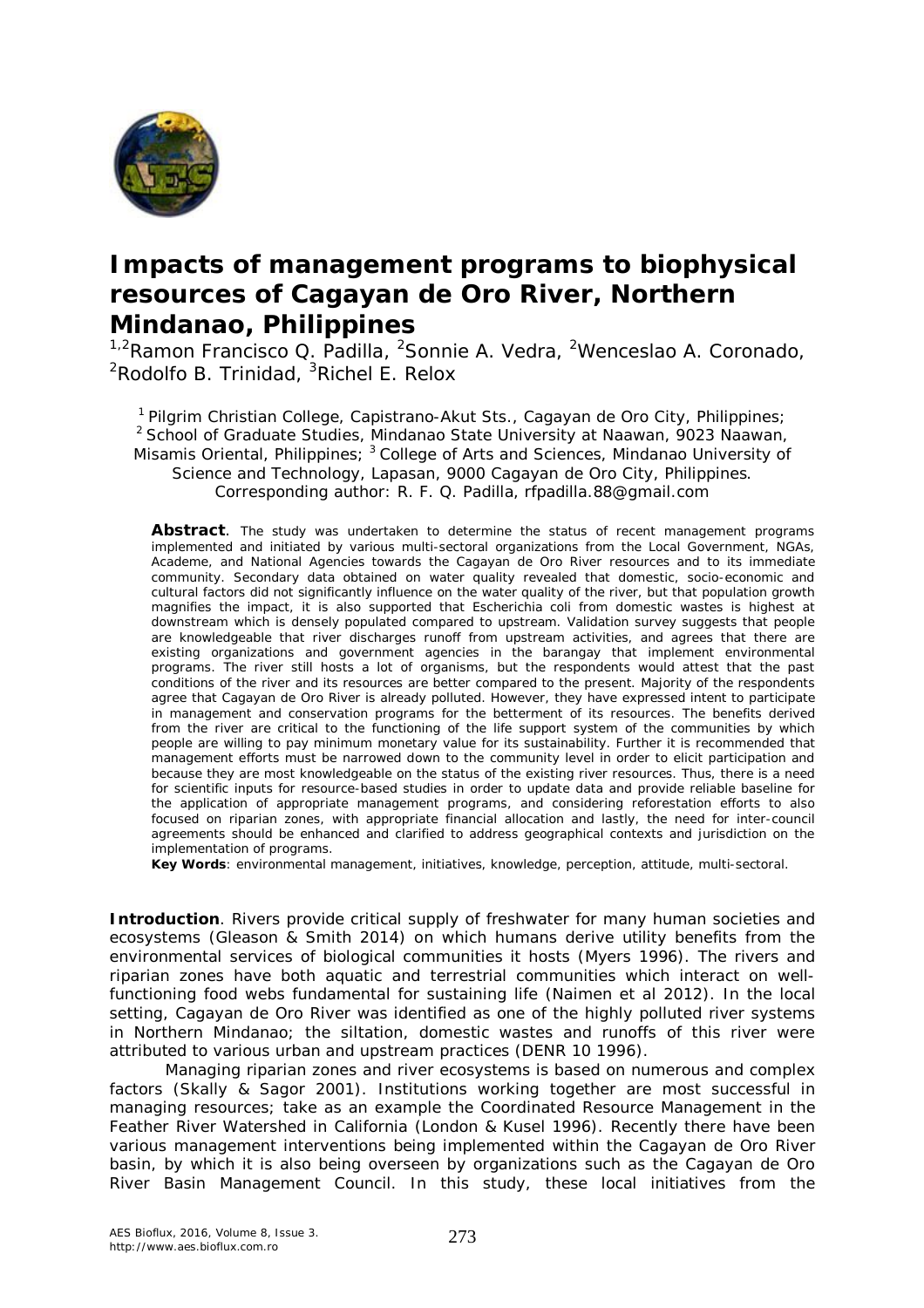# Impacts of management programs to biophysical resources of Cagayan de Oro River, Northern Mindanao, Philippines

[1,2]Ramon Francisco Q. Padilla, [2]Sonnie A. Vedra, [2]Wenceslao A. Coronado, [2]Rodolfo B. Trinidad, [3]Richel E. Relox

[1] Pilgrim Christian College, Capistrano-Akut Sts., Cagayan de Oro City, Philippines; [2] School of Graduate Studies, Mindanao State University at Naawan, 9023 Naawan, Misamis Oriental, Philippines; [3] College of Arts and Sciences, Mindanao University of Science and Technology, Lapasan, 9000 Cagayan de Oro City, Philippines. Corresponding author: R. F. Q. Padilla, rfpadilla.88@gmail.com

**Abstract**. The study was undertaken to determine the status of recent management programs implemented and initiated by various multi-sectoral organizations from the Local Government, NGAs, Academe, and National Agencies towards the Cagayan de Oro River resources and to its immediate community. Secondary data obtained on water quality revealed that domestic, socio-economic and cultural factors did not significantly influence on the water quality of the river, but that population growth magnifies the impact, it is also supported that Escherichia coli from domestic wastes is highest at downstream which is densely populated compared to upstream. Validation survey suggests that people are knowledgeable that river discharges runoff from upstream activities, and agrees that there are existing organizations and government agencies in the barangay that implement environmental programs. The river still hosts a lot of organisms, but the respondents would attest that the past conditions of the river and its resources are better compared to the present. Majority of the respondents agree that Cagayan de Oro River is already polluted. However, they have expressed intent to participate in management and conservation programs for the betterment of its resources. The benefits derived from the river are critical to the functioning of the life support system of the communities by which people are willing to pay minimum monetary value for its sustainability. Further it is recommended that management efforts must be narrowed down to the community level in order to elicit participation and because they are most knowledgeable on the status of the existing river resources. Thus, there is a need for scientific inputs for resource-based studies in order to update data and provide reliable baseline for the application of appropriate management programs, and considering reforestation efforts to also focused on riparian zones, with appropriate financial allocation and lastly, the need for inter-council agreements should be enhanced and clarified to address geographical contexts and jurisdiction on the implementation of programs.

**Key Words**: environmental management, initiatives, knowledge, perception, attitude, multi-sectoral.

**Introduction**. Rivers provide critical supply of freshwater for many human societies and ecosystems (Gleason & Smith 2014) on which humans derive utility benefits from the environmental services of biological communities it hosts (Myers 1996). The rivers and riparian zones have both aquatic and terrestrial communities which interact on well-functioning food webs fundamental for sustaining life (Naimen et al 2012). In the local setting, Cagayan de Oro River was identified as one of the highly polluted river systems in Northern Mindanao; the siltation, domestic wastes and runoffs of this river were attributed to various urban and upstream practices (DENR 10 1996).

Managing riparian zones and river ecosystems is based on numerous and complex factors (Skally & Sagor 2001). Institutions working together are most successful in managing resources; take as an example the Coordinated Resource Management in the Feather River Watershed in California (London & Kusel 1996). Recently there have been various management interventions being implemented within the Cagayan de Oro River basin, by which it is also being overseen by organizations such as the Cagayan de Oro River Basin Management Council. In this study, these local initiatives from the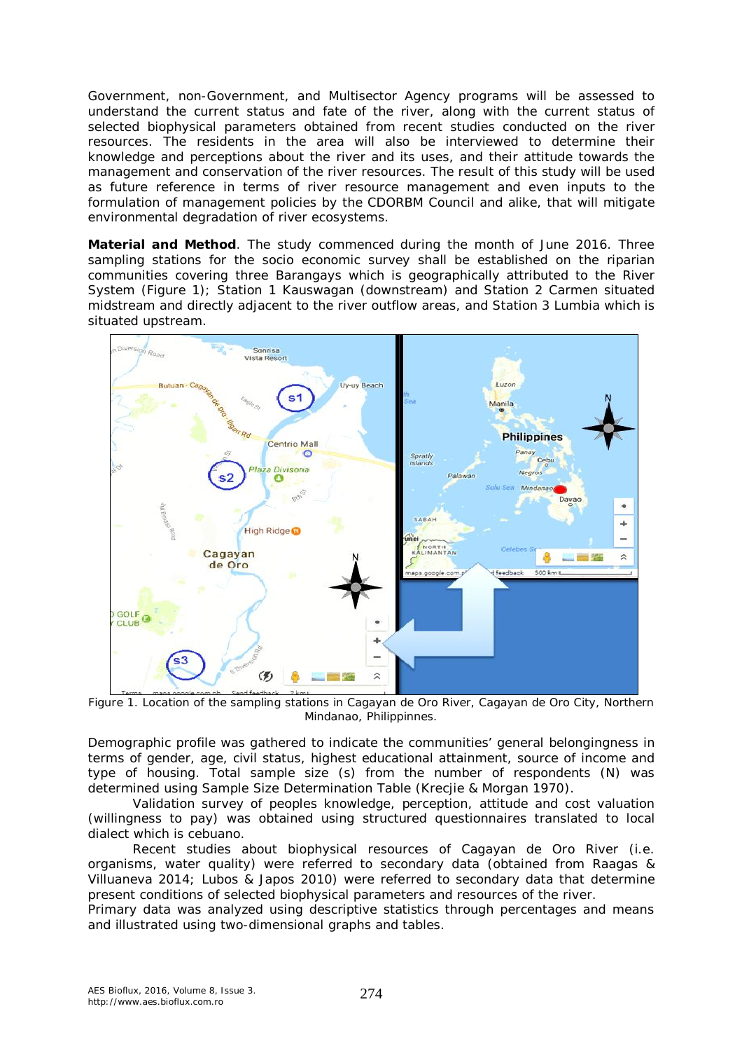Government, non-Government, and Multisector Agency programs will be assessed to understand the current status and fate of the river, along with the current status of selected biophysical parameters obtained from recent studies conducted on the river resources. The residents in the area will also be interviewed to determine their knowledge and perceptions about the river and its uses, and their attitude towards the management and conservation of the river resources. The result of this study will be used as future reference in terms of river resource management and even inputs to the formulation of management policies by the CDORBM Council and alike, that will mitigate environmental degradation of river ecosystems.

**Material and Method**. The study commenced during the month of June 2016. Three sampling stations for the socio economic survey shall be established on the riparian communities covering three Barangays which is geographically attributed to the River System (Figure 1); Station 1 Kauswagan (downstream) and Station 2 Carmen situated midstream and directly adjacent to the river outflow areas, and Station 3 Lumbia which is situated upstream.

Figure 1. Location of the sampling stations in Cagayan de Oro River, Cagayan de Oro City, Northern Mindanao, Philippinnes.

Demographic profile was gathered to indicate the communities' general belongingness in terms of gender, age, civil status, highest educational attainment, source of income and type of housing. Total sample size (s) from the number of respondents (N) was determined using Sample Size Determination Table (Krecjie & Morgan 1970).

Validation survey of peoples knowledge, perception, attitude and cost valuation (willingness to pay) was obtained using structured questionnaires translated to local dialect which is cebuano.

Recent studies about biophysical resources of Cagayan de Oro River (i.e. organisms, water quality) were referred to secondary data (obtained from Raagas & Villuaneva 2014; Lubos & Japos 2010) were referred to secondary data that determine present conditions of selected biophysical parameters and resources of the river.

Primary data was analyzed using descriptive statistics through percentages and means and illustrated using two-dimensional graphs and tables.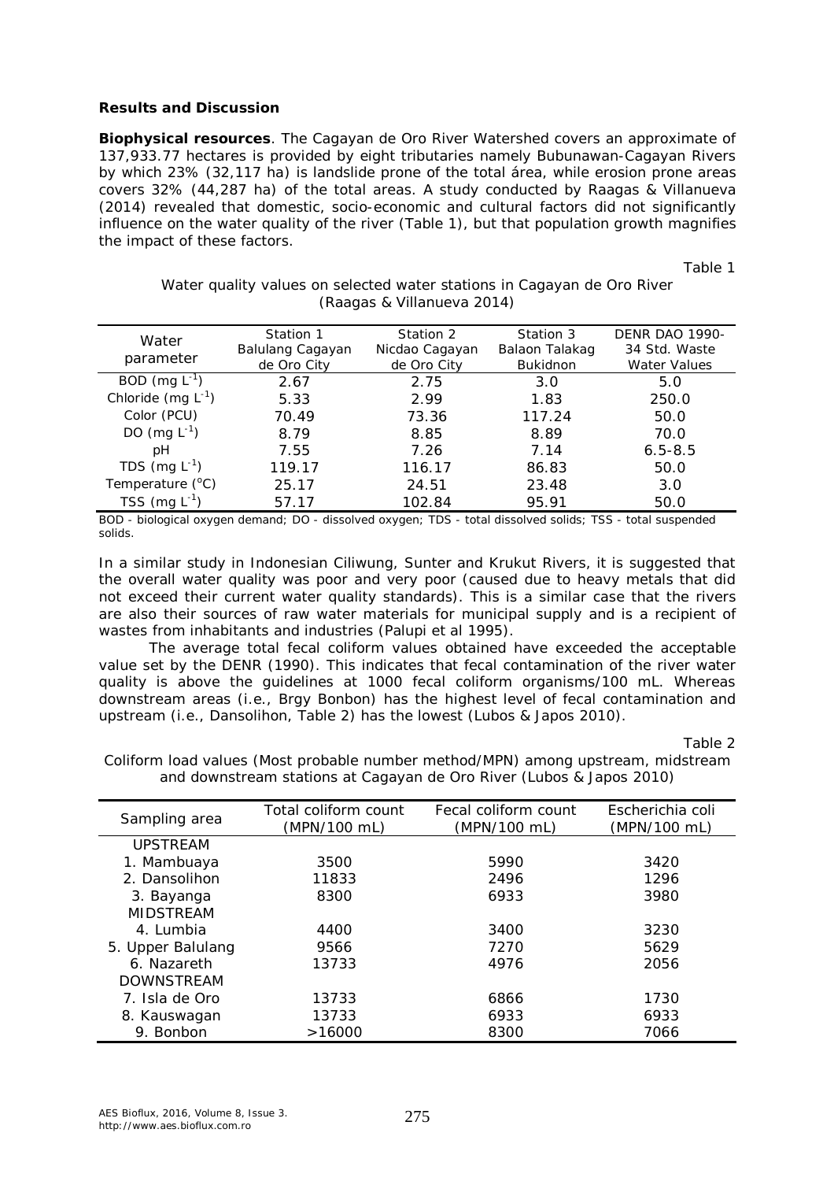**Results and Discussion**

**Biophysical resources**. The Cagayan de Oro River Watershed covers an approximate of 137,933.77 hectares is provided by eight tributaries namely Bubunawan-Cagayan Rivers by which 23% (32,117 ha) is landslide prone of the total área, while erosion prone areas covers 32% (44,287 ha) of the total areas. A study conducted by Raagas & Villanueva (2014) revealed that domestic, socio-economic and cultural factors did not significantly influence on the water quality of the river (Table 1), but that population growth magnifies the impact of these factors.

Table 1

Water quality values on selected water stations in Cagayan de Oro River (Raagas & Villanueva 2014)

| Water parameter | Station 1 Balulang Cagayan de Oro City | Station 2 Nicdao Cagayan de Oro City | Station 3 Balaon Talakag Bukidnon | DENR DAO 1990-34 Std. Waste Water Values |
|---|---|---|---|---|
| BOD (mg $L^{-1}$) | 2.67 | 2.75 | 3.0 | 5.0 |
| Chloride (mg $L^{-1}$) | 5.33 | 2.99 | 1.83 | 250.0 |
| Color (PCU) | 70.49 | 73.36 | 117.24 | 50.0 |
| DO (mg $L^{-1}$) | 8.79 | 8.85 | 8.89 | 70.0 |
| pH | 7.55 | 7.26 | 7.14 | 6.5-8.5 |
| TDS (mg $L^{-1}$) | 119.17 | 116.17 | 86.83 | 50.0 |
| Temperature (°C) | 25.17 | 24.51 | 23.48 | 3.0 |
| TSS (mg $L^{-1}$) | 57.17 | 102.84 | 95.91 | 50.0 |

BOD - biological oxygen demand; DO - dissolved oxygen; TDS - total dissolved solids; TSS - total suspended solids.

In a similar study in Indonesian Ciliwung, Sunter and Krukut Rivers, it is suggested that the overall water quality was poor and very poor (caused due to heavy metals that did not exceed their current water quality standards). This is a similar case that the rivers are also their sources of raw water materials for municipal supply and is a recipient of wastes from inhabitants and industries (Palupi et al 1995).

The average total fecal coliform values obtained have exceeded the acceptable value set by the DENR (1990). This indicates that fecal contamination of the river water quality is above the guidelines at 1000 fecal coliform organisms/100 mL. Whereas downstream areas (i.e., Brgy Bonbon) has the highest level of fecal contamination and upstream (i.e., Dansolihon, Table 2) has the lowest (Lubos & Japos 2010).

Table 2

Coliform load values (Most probable number method/MPN) among upstream, midstream and downstream stations at Cagayan de Oro River (Lubos & Japos 2010)

| Sampling area | Total coliform count (MPN/100 mL) | Fecal coliform count (MPN/100 mL) | Escherichia coli (MPN/100 mL) |
|---|---|---|---|
| UPSTREAM | | | |
| 1. Mambuaya | 3500 | 5990 | 3420 |
| 2. Dansolihon | 11833 | 2496 | 1296 |
| 3. Bayanga | 8300 | 6933 | 3980 |
| MIDSTREAM | | | |
| 4. Lumbia | 4400 | 3400 | 3230 |
| 5. Upper Balulang | 9566 | 7270 | 5629 |
| 6. Nazareth | 13733 | 4976 | 2056 |
| DOWNSTREAM | | | |
| 7. Isla de Oro | 13733 | 6866 | 1730 |
| 8. Kauswagan | 13733 | 6933 | 6933 |
| 9. Bonbon | >16000 | 8300 | 7066 |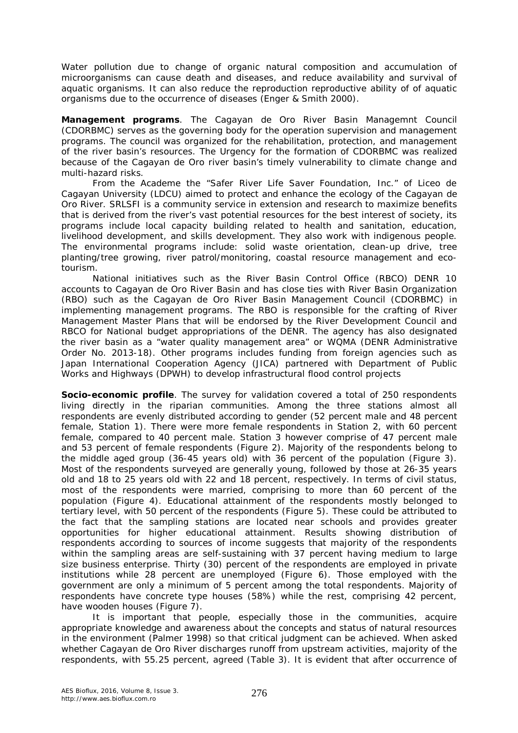Water pollution due to change of organic natural composition and accumulation of microorganisms can cause death and diseases, and reduce availability and survival of aquatic organisms. It can also reduce the reproduction reproductive ability of of aquatic organisms due to the occurrence of diseases (Enger & Smith 2000).

**Management programs**. The Cagayan de Oro River Basin Managemnt Council (CDORBMC) serves as the governing body for the operation supervision and management programs. The council was organized for the rehabilitation, protection, and management of the river basin's resources. The Urgency for the formation of CDORBMC was realized because of the Cagayan de Oro river basin's timely vulnerability to climate change and multi-hazard risks.

From the Academe the "Safer River Life Saver Foundation, Inc." of Liceo de Cagayan University (LDCU) aimed to protect and enhance the ecology of the Cagayan de Oro River. SRLSFI is a community service in extension and research to maximize benefits that is derived from the river's vast potential resources for the best interest of society, its programs include local capacity building related to health and sanitation, education, livelihood development, and skills development. They also work with indigenous people. The environmental programs include: solid waste orientation, clean-up drive, tree planting/tree growing, river patrol/monitoring, coastal resource management and eco-tourism.

National initiatives such as the River Basin Control Office (RBCO) DENR 10 accounts to Cagayan de Oro River Basin and has close ties with River Basin Organization (RBO) such as the Cagayan de Oro River Basin Management Council (CDORBMC) in implementing management programs. The RBO is responsible for the crafting of River Management Master Plans that will be endorsed by the River Development Council and RBCO for National budget appropriations of the DENR. The agency has also designated the river basin as a "water quality management area" or WQMA (DENR Administrative Order No. 2013-18). Other programs includes funding from foreign agencies such as Japan International Cooperation Agency (JICA) partnered with Department of Public Works and Highways (DPWH) to develop infrastructural flood control projects

**Socio-economic profile**. The survey for validation covered a total of 250 respondents living directly in the riparian communities. Among the three stations almost all respondents are evenly distributed according to gender (52 percent male and 48 percent female, Station 1). There were more female respondents in Station 2, with 60 percent female, compared to 40 percent male. Station 3 however comprise of 47 percent male and 53 percent of female respondents (Figure 2). Majority of the respondents belong to the middle aged group (36-45 years old) with 36 percent of the population (Figure 3). Most of the respondents surveyed are generally young, followed by those at 26-35 years old and 18 to 25 years old with 22 and 18 percent, respectively. In terms of civil status, most of the respondents were married, comprising to more than 60 percent of the population (Figure 4). Educational attainment of the respondents mostly belonged to tertiary level, with 50 percent of the respondents (Figure 5). These could be attributed to the fact that the sampling stations are located near schools and provides greater opportunities for higher educational attainment. Results showing distribution of respondents according to sources of income suggests that majority of the respondents within the sampling areas are self-sustaining with 37 percent having medium to large size business enterprise. Thirty (30) percent of the respondents are employed in private institutions while 28 percent are unemployed (Figure 6). Those employed with the government are only a minimum of 5 percent among the total respondents. Majority of respondents have concrete type houses (58%) while the rest, comprising 42 percent, have wooden houses (Figure 7).

It is important that people, especially those in the communities, acquire appropriate knowledge and awareness about the concepts and status of natural resources in the environment (Palmer 1998) so that critical judgment can be achieved. When asked whether Cagayan de Oro River discharges runoff from upstream activities, majority of the respondents, with 55.25 percent, agreed (Table 3). It is evident that after occurrence of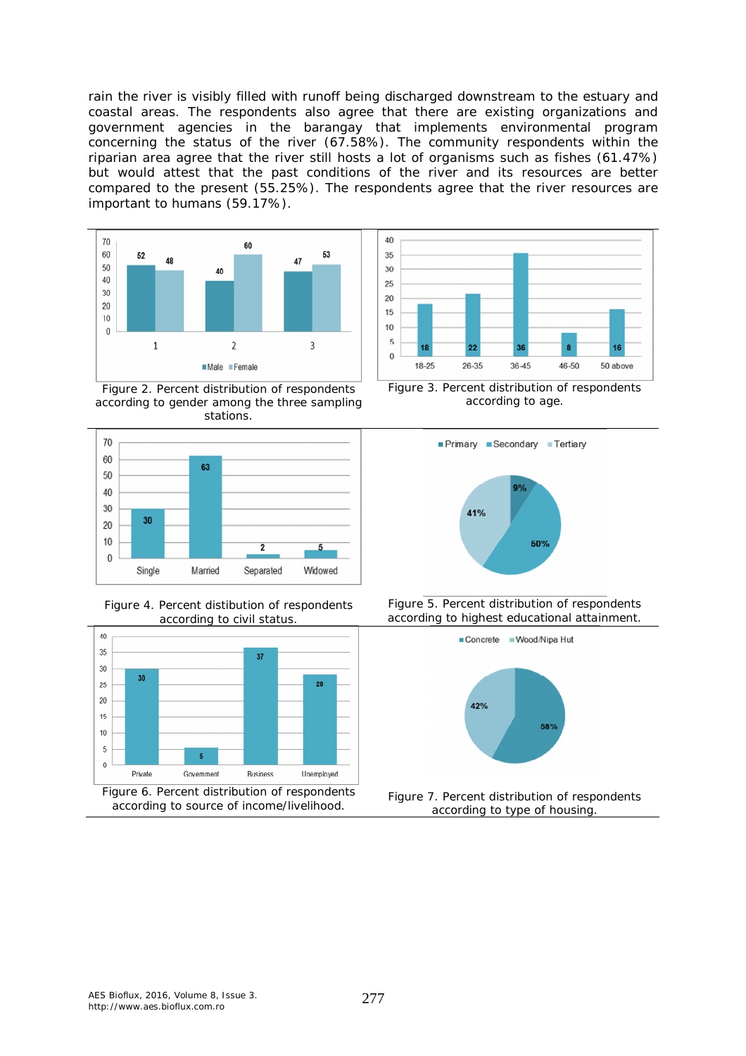rain the river is visibly filled with runoff being discharged downstream to the estuary and coastal areas. The respondents also agree that there are existing organizations and government agencies in the barangay that implements environmental program concerning the status of the river (67.58%). The community respondents within the riparian area agree that the river still hosts a lot of organisms such as fishes (61.47%) but would attest that the past conditions of the river and its resources are better compared to the present (55.25%). The respondents agree that the river resources are important to humans (59.17%).

Figure 2. Percent distribution of respondents according to gender among the three sampling stations.

Figure 3. Percent distribution of respondents according to age.

Figure 4. Percent distibution of respondents according to civil status.

Figure 5. Percent distribution of respondents according to highest educational attainment.

Figure 6. Percent distribution of respondents according to source of income/livelihood.

Figure 7. Percent distribution of respondents according to type of housing.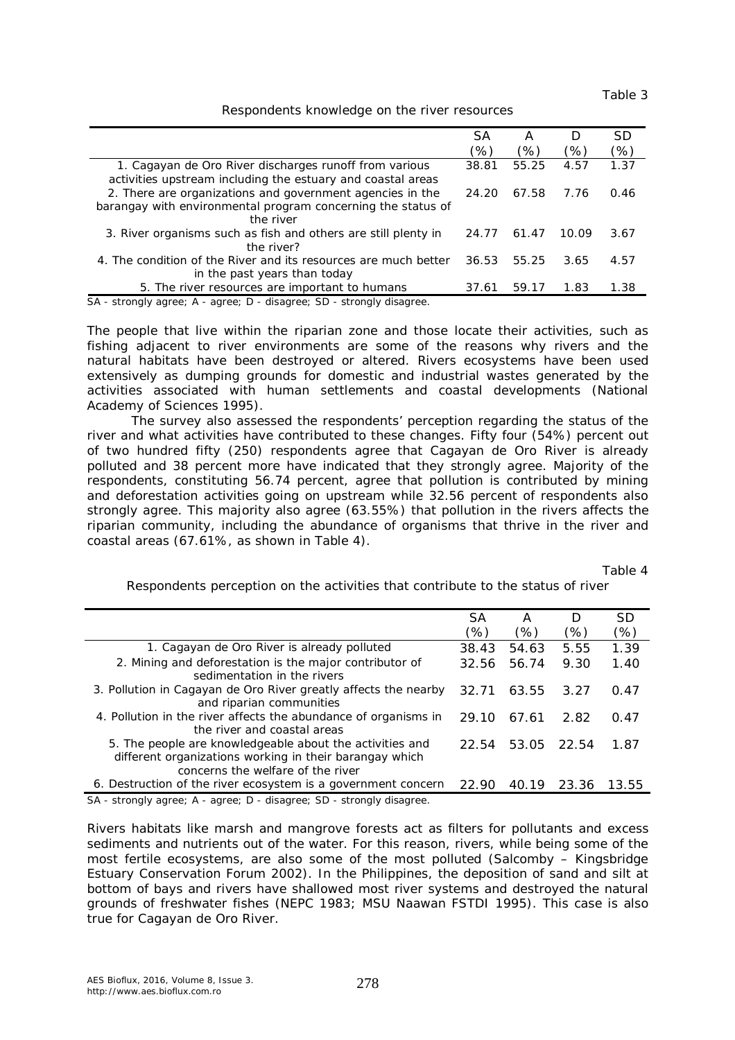Table 3

Respondents knowledge on the river resources

| | SA (%) | A (%) | D (%) | SD (%) |
|---|---|---|---|---|
| 1. Cagayan de Oro River discharges runoff from various activities upstream including the estuary and coastal areas | 38.81 | 55.25 | 4.57 | 1.37 |
| 2. There are organizations and government agencies in the barangay with environmental program concerning the status of the river | 24.20 | 67.58 | 7.76 | 0.46 |
| 3. River organisms such as fish and others are still plenty in the river? | 24.77 | 61.47 | 10.09 | 3.67 |
| 4. The condition of the River and its resources are much better in the past years than today | 36.53 | 55.25 | 3.65 | 4.57 |
| 5. The river resources are important to humans | 37.61 | 59.17 | 1.83 | 1.38 |

SA - strongly agree; A - agree; D - disagree; SD - strongly disagree.

The people that live within the riparian zone and those locate their activities, such as fishing adjacent to river environments are some of the reasons why rivers and the natural habitats have been destroyed or altered. Rivers ecosystems have been used extensively as dumping grounds for domestic and industrial wastes generated by the activities associated with human settlements and coastal developments (National Academy of Sciences 1995).

The survey also assessed the respondents' perception regarding the status of the river and what activities have contributed to these changes. Fifty four (54%) percent out of two hundred fifty (250) respondents agree that Cagayan de Oro River is already polluted and 38 percent more have indicated that they strongly agree. Majority of the respondents, constituting 56.74 percent, agree that pollution is contributed by mining and deforestation activities going on upstream while 32.56 percent of respondents also strongly agree. This majority also agree (63.55%) that pollution in the rivers affects the riparian community, including the abundance of organisms that thrive in the river and coastal areas (67.61%, as shown in Table 4).

Table 4

Respondents perception on the activities that contribute to the status of river

| | SA (%) | A (%) | D (%) | SD (%) |
|---|---|---|---|---|
| 1. Cagayan de Oro River is already polluted | 38.43 | 54.63 | 5.55 | 1.39 |
| 2. Mining and deforestation is the major contributor of sedimentation in the rivers | 32.56 | 56.74 | 9.30 | 1.40 |
| 3. Pollution in Cagayan de Oro River greatly affects the nearby and riparian communities | 32.71 | 63.55 | 3.27 | 0.47 |
| 4. Pollution in the river affects the abundance of organisms in the river and coastal areas | 29.10 | 67.61 | 2.82 | 0.47 |
| 5. The people are knowledgeable about the activities and different organizations working in their barangay which concerns the welfare of the river | 22.54 | 53.05 | 22.54 | 1.87 |
| 6. Destruction of the river ecosystem is a government concern | 22.90 | 40.19 | 23.36 | 13.55 |

SA - strongly agree; A - agree; D - disagree; SD - strongly disagree.

Rivers habitats like marsh and mangrove forests act as filters for pollutants and excess sediments and nutrients out of the water. For this reason, rivers, while being some of the most fertile ecosystems, are also some of the most polluted (Salcomby – Kingsbridge Estuary Conservation Forum 2002). In the Philippines, the deposition of sand and silt at bottom of bays and rivers have shallowed most river systems and destroyed the natural grounds of freshwater fishes (NEPC 1983; MSU Naawan FSTDI 1995). This case is also true for Cagayan de Oro River.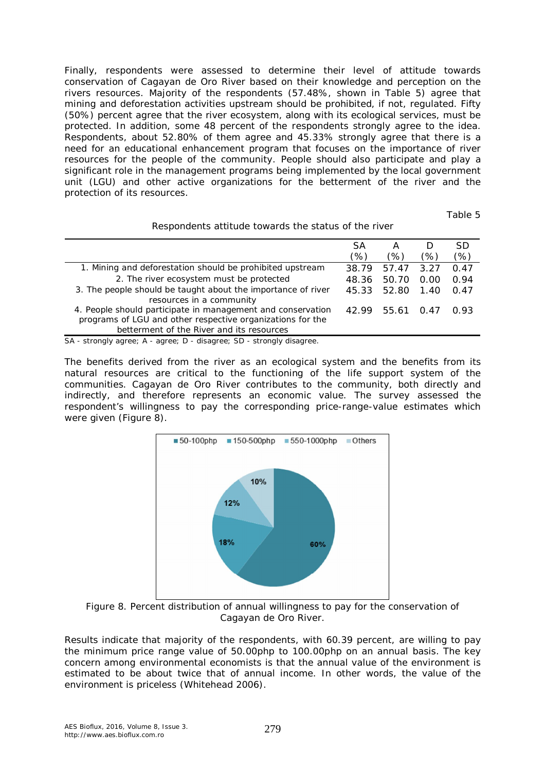Finally, respondents were assessed to determine their level of attitude towards conservation of Cagayan de Oro River based on their knowledge and perception on the rivers resources. Majority of the respondents (57.48%, shown in Table 5) agree that mining and deforestation activities upstream should be prohibited, if not, regulated. Fifty (50%) percent agree that the river ecosystem, along with its ecological services, must be protected. In addition, some 48 percent of the respondents strongly agree to the idea. Respondents, about 52.80% of them agree and 45.33% strongly agree that there is a need for an educational enhancement program that focuses on the importance of river resources for the people of the community. People should also participate and play a significant role in the management programs being implemented by the local government unit (LGU) and other active organizations for the betterment of the river and the protection of its resources.

Table 5

Respondents attitude towards the status of the river

| | SA (%) | A (%) | D (%) | SD (%) |
|---|---|---|---|---|
| 1. Mining and deforestation should be prohibited upstream | 38.79 | 57.47 | 3.27 | 0.47 |
| 2. The river ecosystem must be protected | 48.36 | 50.70 | 0.00 | 0.94 |
| 3. The people should be taught about the importance of river resources in a community | 45.33 | 52.80 | 1.40 | 0.47 |
| 4. People should participate in management and conservation programs of LGU and other respective organizations for the betterment of the River and its resources | 42.99 | 55.61 | 0.47 | 0.93 |

SA - strongly agree; A - agree; D - disagree; SD - strongly disagree.

The benefits derived from the river as an ecological system and the benefits from its natural resources are critical to the functioning of the life support system of the communities. Cagayan de Oro River contributes to the community, both directly and indirectly, and therefore represents an economic value. The survey assessed the respondent's willingness to pay the corresponding price-range-value estimates which were given (Figure 8).

Figure 8. Percent distribution of annual willingness to pay for the conservation of Cagayan de Oro River.

Results indicate that majority of the respondents, with 60.39 percent, are willing to pay the minimum price range value of 50.00php to 100.00php on an annual basis. The key concern among environmental economists is that the annual value of the environment is estimated to be about twice that of annual income. In other words, the value of the environment is priceless (Whitehead 2006).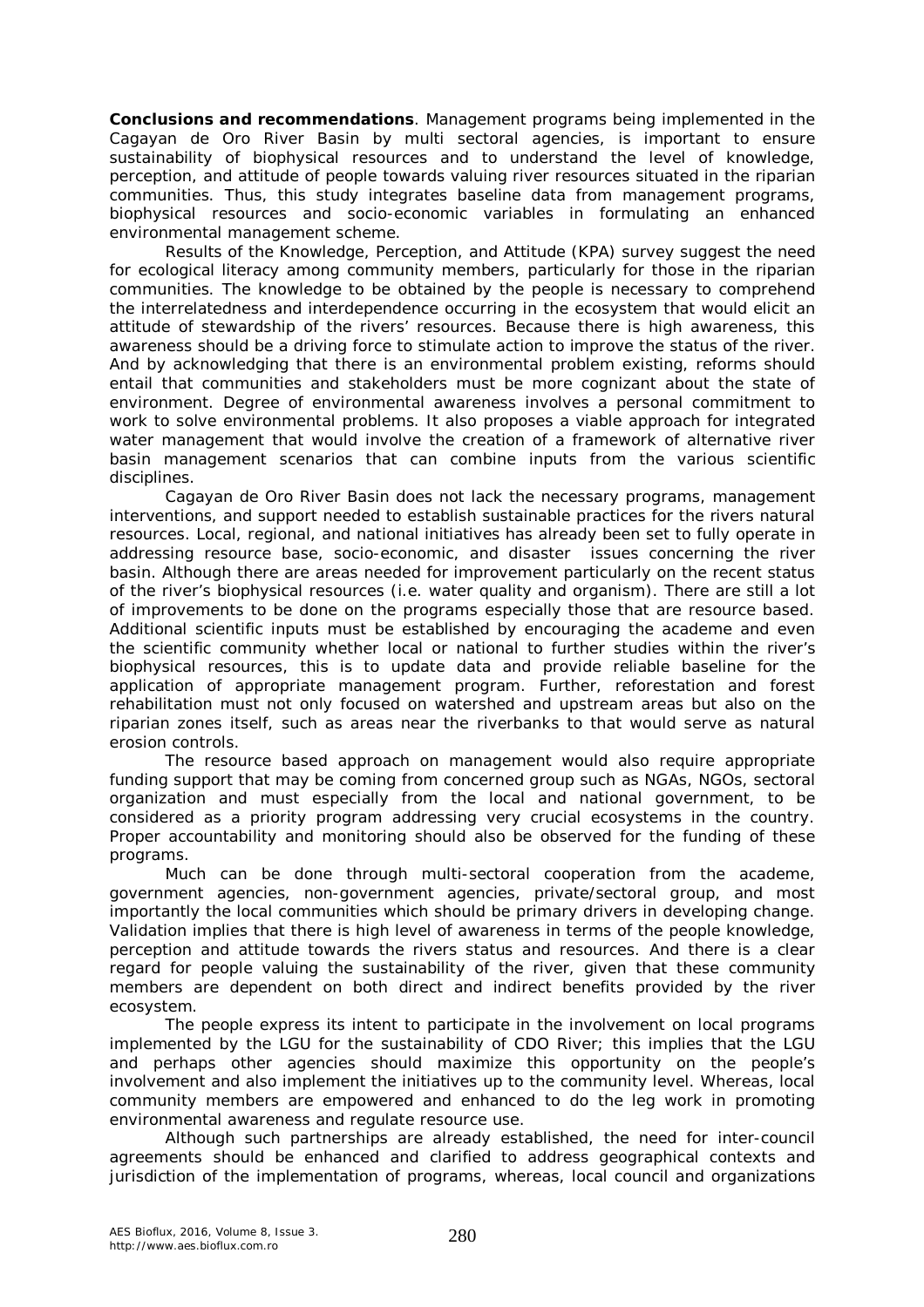**Conclusions and recommendations**. Management programs being implemented in the Cagayan de Oro River Basin by multi sectoral agencies, is important to ensure sustainability of biophysical resources and to understand the level of knowledge, perception, and attitude of people towards valuing river resources situated in the riparian communities. Thus, this study integrates baseline data from management programs, biophysical resources and socio-economic variables in formulating an enhanced environmental management scheme.

Results of the Knowledge, Perception, and Attitude (KPA) survey suggest the need for ecological literacy among community members, particularly for those in the riparian communities. The knowledge to be obtained by the people is necessary to comprehend the interrelatedness and interdependence occurring in the ecosystem that would elicit an attitude of stewardship of the rivers' resources. Because there is high awareness, this awareness should be a driving force to stimulate action to improve the status of the river. And by acknowledging that there is an environmental problem existing, reforms should entail that communities and stakeholders must be more cognizant about the state of environment. Degree of environmental awareness involves a personal commitment to work to solve environmental problems. It also proposes a viable approach for integrated water management that would involve the creation of a framework of alternative river basin management scenarios that can combine inputs from the various scientific disciplines.

Cagayan de Oro River Basin does not lack the necessary programs, management interventions, and support needed to establish sustainable practices for the rivers natural resources. Local, regional, and national initiatives has already been set to fully operate in addressing resource base, socio-economic, and disaster issues concerning the river basin. Although there are areas needed for improvement particularly on the recent status of the river's biophysical resources (i.e. water quality and organism). There are still a lot of improvements to be done on the programs especially those that are resource based. Additional scientific inputs must be established by encouraging the academe and even the scientific community whether local or national to further studies within the river's biophysical resources, this is to update data and provide reliable baseline for the application of appropriate management program. Further, reforestation and forest rehabilitation must not only focused on watershed and upstream areas but also on the riparian zones itself, such as areas near the riverbanks to that would serve as natural erosion controls.

The resource based approach on management would also require appropriate funding support that may be coming from concerned group such as NGAs, NGOs, sectoral organization and must especially from the local and national government, to be considered as a priority program addressing very crucial ecosystems in the country. Proper accountability and monitoring should also be observed for the funding of these programs.

Much can be done through multi-sectoral cooperation from the academe, government agencies, non-government agencies, private/sectoral group, and most importantly the local communities which should be primary drivers in developing change. Validation implies that there is high level of awareness in terms of the people knowledge, perception and attitude towards the rivers status and resources. And there is a clear regard for people valuing the sustainability of the river, given that these community members are dependent on both direct and indirect benefits provided by the river ecosystem.

The people express its intent to participate in the involvement on local programs implemented by the LGU for the sustainability of CDO River; this implies that the LGU and perhaps other agencies should maximize this opportunity on the people's involvement and also implement the initiatives up to the community level. Whereas, local community members are empowered and enhanced to do the leg work in promoting environmental awareness and regulate resource use.

Although such partnerships are already established, the need for inter-council agreements should be enhanced and clarified to address geographical contexts and jurisdiction of the implementation of programs, whereas, local council and organizations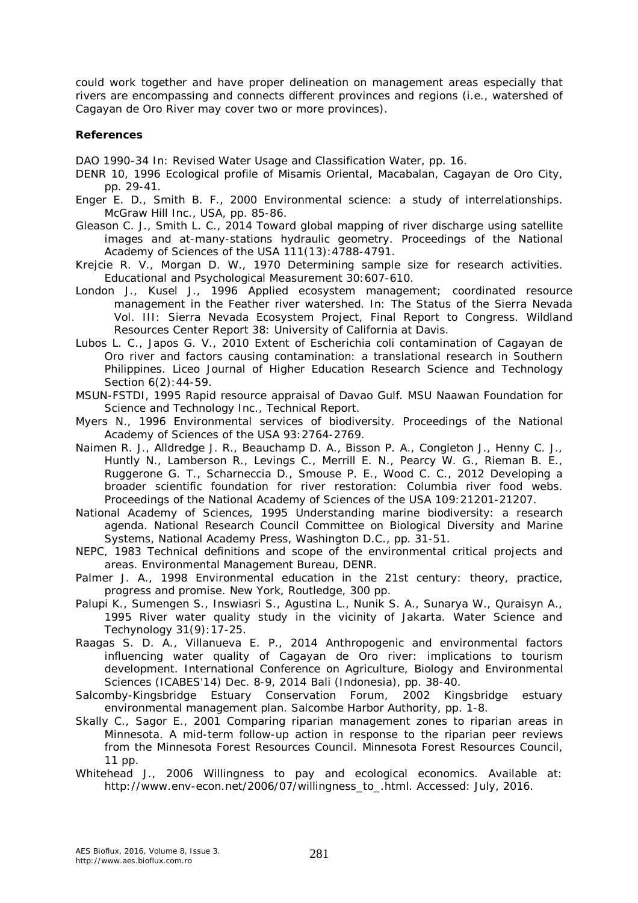could work together and have proper delineation on management areas especially that rivers are encompassing and connects different provinces and regions (i.e., watershed of Cagayan de Oro River may cover two or more provinces).

**References**

DAO 1990-34 In: Revised Water Usage and Classification Water, pp. 16.

DENR 10, 1996 Ecological profile of Misamis Oriental, Macabalan, Cagayan de Oro City, pp. 29-41.

Enger E. D., Smith B. F., 2000 Environmental science: a study of interrelationships. McGraw Hill Inc., USA, pp. 85-86.

Gleason C. J., Smith L. C., 2014 Toward global mapping of river discharge using satellite images and at-many-stations hydraulic geometry. Proceedings of the National Academy of Sciences of the USA 111(13):4788-4791.

Krejcie R. V., Morgan D. W., 1970 Determining sample size for research activities. Educational and Psychological Measurement 30:607-610.

London J., Kusel J., 1996 Applied ecosystem management; coordinated resource management in the Feather river watershed. In: The Status of the Sierra Nevada Vol. III: Sierra Nevada Ecosystem Project, Final Report to Congress. Wildland Resources Center Report 38: University of California at Davis.

Lubos L. C., Japos G. V., 2010 Extent of Escherichia coli contamination of Cagayan de Oro river and factors causing contamination: a translational research in Southern Philippines. Liceo Journal of Higher Education Research Science and Technology Section 6(2):44-59.

MSUN-FSTDI, 1995 Rapid resource appraisal of Davao Gulf. MSU Naawan Foundation for Science and Technology Inc., Technical Report.

Myers N., 1996 Environmental services of biodiversity. Proceedings of the National Academy of Sciences of the USA 93:2764-2769.

Naimen R. J., Alldredge J. R., Beauchamp D. A., Bisson P. A., Congleton J., Henny C. J., Huntly N., Lamberson R., Levings C., Merrill E. N., Pearcy W. G., Rieman B. E., Ruggerone G. T., Scharneccia D., Smouse P. E., Wood C. C., 2012 Developing a broader scientific foundation for river restoration: Columbia river food webs. Proceedings of the National Academy of Sciences of the USA 109:21201-21207.

National Academy of Sciences, 1995 Understanding marine biodiversity: a research agenda. National Research Council Committee on Biological Diversity and Marine Systems, National Academy Press, Washington D.C., pp. 31-51.

NEPC, 1983 Technical definitions and scope of the environmental critical projects and areas. Environmental Management Bureau, DENR.

Palmer J. A., 1998 Environmental education in the 21st century: theory, practice, progress and promise. New York, Routledge, 300 pp.

Palupi K., Sumengen S., Inswiasri S., Agustina L., Nunik S. A., Sunarya W., Quraisyn A., 1995 River water quality study in the vicinity of Jakarta. Water Science and Techynology 31(9):17-25.

Raagas S. D. A., Villanueva E. P., 2014 Anthropogenic and environmental factors influencing water quality of Cagayan de Oro river: implications to tourism development. International Conference on Agriculture, Biology and Environmental Sciences (ICABES'14) Dec. 8-9, 2014 Bali (Indonesia), pp. 38-40.

Salcomby-Kingsbridge Estuary Conservation Forum, 2002 Kingsbridge estuary environmental management plan. Salcombe Harbor Authority, pp. 1-8.

Skally C., Sagor E., 2001 Comparing riparian management zones to riparian areas in Minnesota. A mid-term follow-up action in response to the riparian peer reviews from the Minnesota Forest Resources Council. Minnesota Forest Resources Council, 11 pp.

Whitehead J., 2006 Willingness to pay and ecological economics. Available at: http://www.env-econ.net/2006/07/willingness_to_.html. Accessed: July, 2016.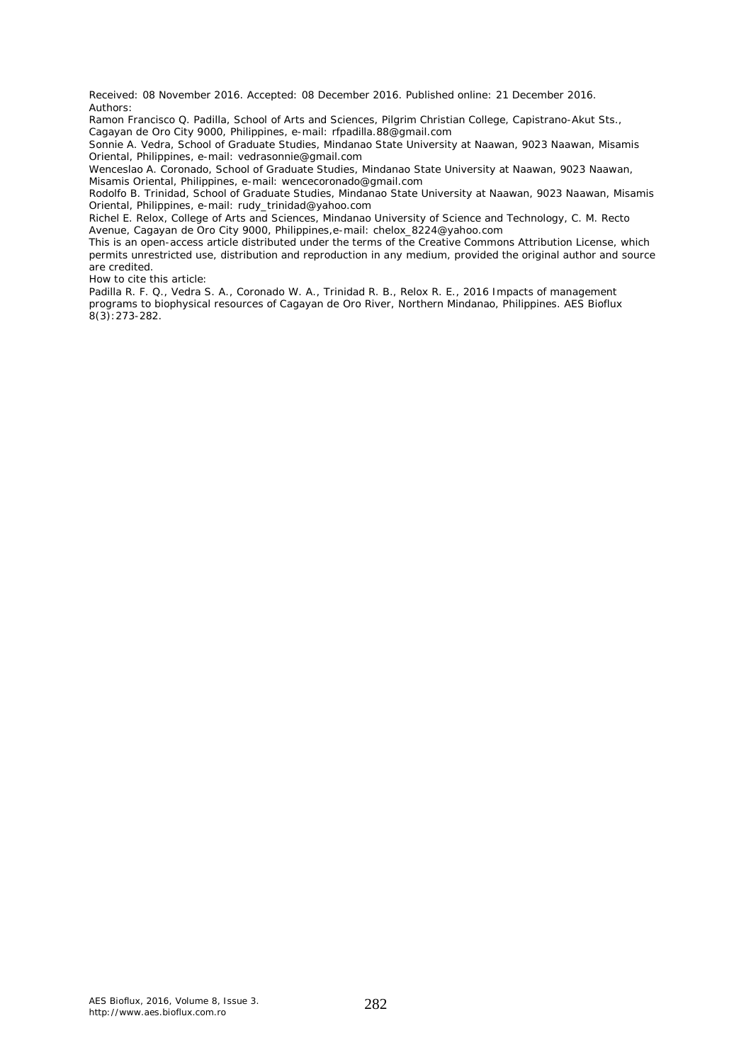Received: 08 November 2016. Accepted: 08 December 2016. Published online: 21 December 2016.

Authors:

Ramon Francisco Q. Padilla, School of Arts and Sciences, Pilgrim Christian College, Capistrano-Akut Sts., Cagayan de Oro City 9000, Philippines, e-mail: rfpadilla.88@gmail.com

Sonnie A. Vedra, School of Graduate Studies, Mindanao State University at Naawan, 9023 Naawan, Misamis Oriental, Philippines, e-mail: vedrasonnie@gmail.com

Wenceslao A. Coronado, School of Graduate Studies, Mindanao State University at Naawan, 9023 Naawan, Misamis Oriental, Philippines, e-mail: wencecoronado@gmail.com

Rodolfo B. Trinidad, School of Graduate Studies, Mindanao State University at Naawan, 9023 Naawan, Misamis Oriental, Philippines, e-mail: rudy_trinidad@yahoo.com

Richel E. Relox, College of Arts and Sciences, Mindanao University of Science and Technology, C. M. Recto Avenue, Cagayan de Oro City 9000, Philippines,e-mail: chelox_8224@yahoo.com

This is an open-access article distributed under the terms of the Creative Commons Attribution License, which permits unrestricted use, distribution and reproduction in any medium, provided the original author and source are credited.

How to cite this article:

Padilla R. F. Q., Vedra S. A., Coronado W. A., Trinidad R. B., Relox R. E., 2016 Impacts of management programs to biophysical resources of Cagayan de Oro River, Northern Mindanao, Philippines. AES Bioflux 8(3):273-282.